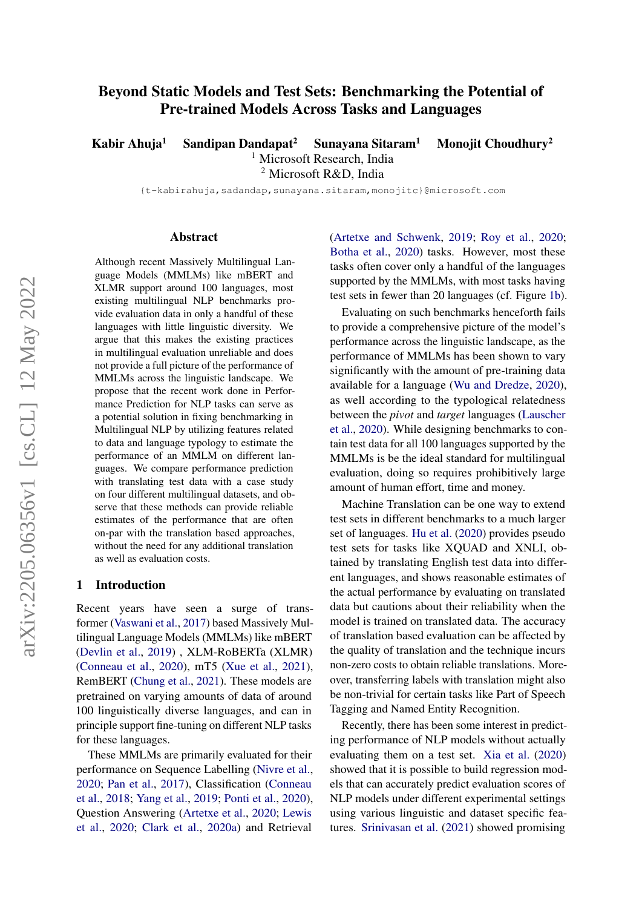# Beyond Static Models and Test Sets: Benchmarking the Potential of Pre-trained Models Across Tasks and Languages

**Kabir Ahuja**[1] **Sandipan Dandapat**[2] **Sunayana Sitaram**[1] **Monojit Choudhury**[2]

[1] Microsoft Research, India
[2] Microsoft R&D, India

{t-kabirahuja,sadandap,sunayana.sitaram,monojitc}@microsoft.com

## Abstract

Although recent Massively Multilingual Language Models (MMLMs) like mBERT and XLMR support around 100 languages, most existing multilingual NLP benchmarks provide evaluation data in only a handful of these languages with little linguistic diversity. We argue that this makes the existing practices in multilingual evaluation unreliable and does not provide a full picture of the performance of MMLMs across the linguistic landscape. We propose that the recent work done in Performance Prediction for NLP tasks can serve as a potential solution in fixing benchmarking in Multilingual NLP by utilizing features related to data and language typology to estimate the performance of an MMLM on different languages. We compare performance prediction with translating test data with a case study on four different multilingual datasets, and observe that these methods can provide reliable estimates of the performance that are often on-par with the translation based approaches, without the need for any additional translation as well as evaluation costs.

## 1 Introduction

Recent years have seen a surge of transformer (Vaswani et al., 2017) based Massively Multilingual Language Models (MMLMs) like mBERT (Devlin et al., 2019) , XLM-RoBERTa (XLMR) (Conneau et al., 2020), mT5 (Xue et al., 2021), RemBERT (Chung et al., 2021). These models are pretrained on varying amounts of data of around 100 linguistically diverse languages, and can in principle support fine-tuning on different NLP tasks for these languages.

These MMLMs are primarily evaluated for their performance on Sequence Labelling (Nivre et al., 2020; Pan et al., 2017), Classification (Conneau et al., 2018; Yang et al., 2019; Ponti et al., 2020), Question Answering (Artetxe et al., 2020; Lewis et al., 2020; Clark et al., 2020a) and Retrieval (Artetxe and Schwenk, 2019; Roy et al., 2020; Botha et al., 2020) tasks. However, most these tasks often cover only a handful of the languages supported by the MMLMs, with most tasks having test sets in fewer than 20 languages (cf. Figure 1b).

Evaluating on such benchmarks henceforth fails to provide a comprehensive picture of the model's performance across the linguistic landscape, as the performance of MMLMs has been shown to vary significantly with the amount of pre-training data available for a language (Wu and Dredze, 2020), as well according to the typological relatedness between the *pivot* and *target* languages (Lauscher et al., 2020). While designing benchmarks to contain test data for all 100 languages supported by the MMLMs is be the ideal standard for multilingual evaluation, doing so requires prohibitively large amount of human effort, time and money.

Machine Translation can be one way to extend test sets in different benchmarks to a much larger set of languages. Hu et al. (2020) provides pseudo test sets for tasks like XQUAD and XNLI, obtained by translating English test data into different languages, and shows reasonable estimates of the actual performance by evaluating on translated data but cautions about their reliability when the model is trained on translated data. The accuracy of translation based evaluation can be affected by the quality of translation and the technique incurs non-zero costs to obtain reliable translations. Moreover, transferring labels with translation might also be non-trivial for certain tasks like Part of Speech Tagging and Named Entity Recognition.

Recently, there has been some interest in predicting performance of NLP models without actually evaluating them on a test set. Xia et al. (2020) showed that it is possible to build regression models that can accurately predict evaluation scores of NLP models under different experimental settings using various linguistic and dataset specific features. Srinivasan et al. (2021) showed promising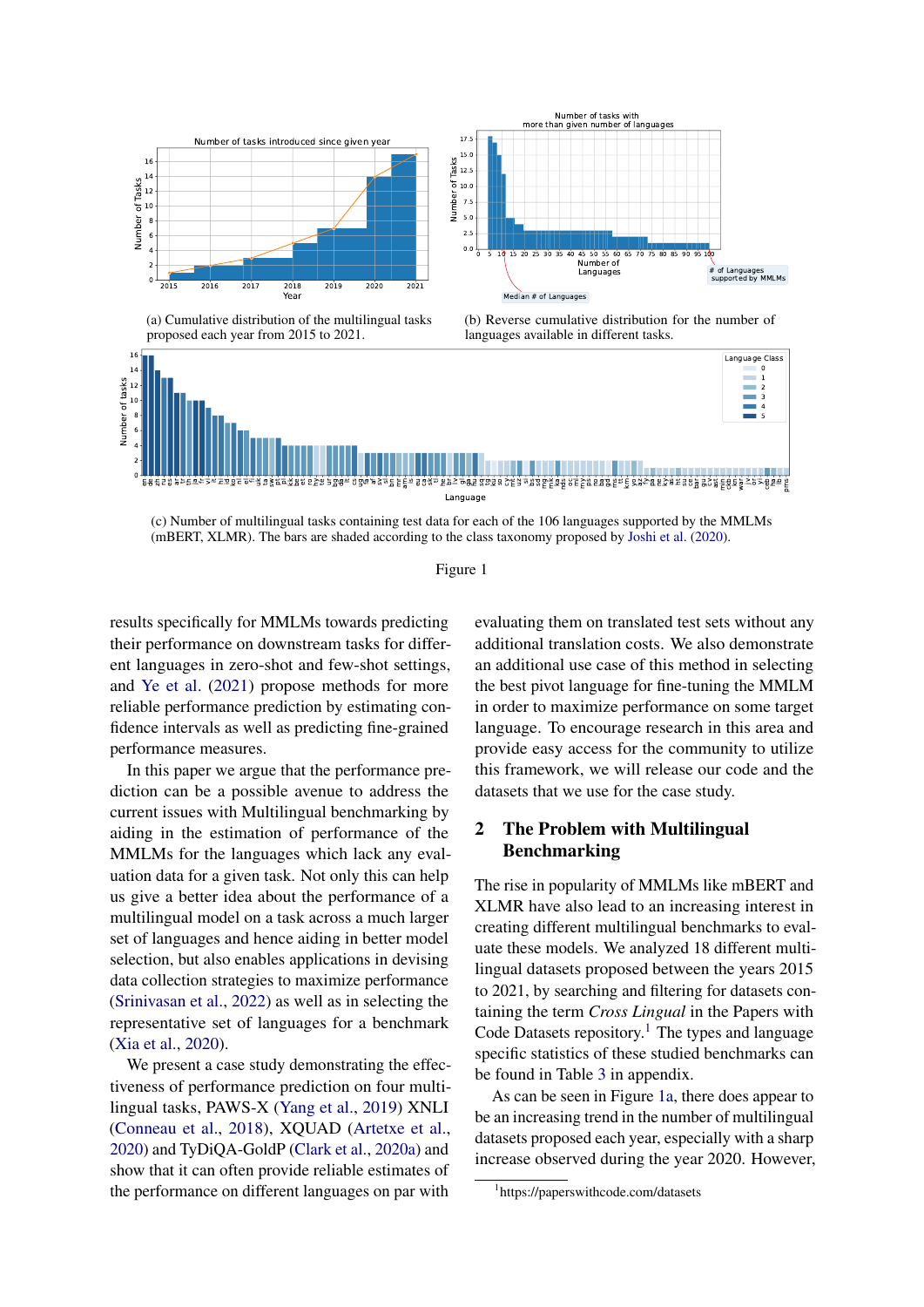(a) Cumulative distribution of the multilingual tasks proposed each year from 2015 to 2021.

(b) Reverse cumulative distribution for the number of languages available in different tasks.

(c) Number of multilingual tasks containing test data for each of the 106 languages supported by the MMLMs (mBERT, XLMR). The bars are shaded according to the class taxonomy proposed by Joshi et al. (2020).

Figure 1

results specifically for MMLMs towards predicting their performance on downstream tasks for different languages in zero-shot and few-shot settings, and Ye et al. (2021) propose methods for more reliable performance prediction by estimating confidence intervals as well as predicting fine-grained performance measures.

In this paper we argue that the performance prediction can be a possible avenue to address the current issues with Multilingual benchmarking by aiding in the estimation of performance of the MMLMs for the languages which lack any evaluation data for a given task. Not only this can help us give a better idea about the performance of a multilingual model on a task across a much larger set of languages and hence aiding in better model selection, but also enables applications in devising data collection strategies to maximize performance (Srinivasan et al., 2022) as well as in selecting the representative set of languages for a benchmark (Xia et al., 2020).

We present a case study demonstrating the effectiveness of performance prediction on four multilingual tasks, PAWS-X (Yang et al., 2019) XNLI (Conneau et al., 2018), XQUAD (Artetxe et al., 2020) and TyDiQA-GoldP (Clark et al., 2020a) and show that it can often provide reliable estimates of the performance on different languages on par with evaluating them on translated test sets without any additional translation costs. We also demonstrate an additional use case of this method in selecting the best pivot language for fine-tuning the MMLM in order to maximize performance on some target language. To encourage research in this area and provide easy access for the community to utilize this framework, we will release our code and the datasets that we use for the case study.

## 2 The Problem with Multilingual Benchmarking

The rise in popularity of MMLMs like mBERT and XLMR have also lead to an increasing interest in creating different multilingual benchmarks to evaluate these models. We analyzed 18 different multilingual datasets proposed between the years 2015 to 2021, by searching and filtering for datasets containing the term *Cross Lingual* in the Papers with Code Datasets repository.[1] The types and language specific statistics of these studied benchmarks can be found in Table 3 in appendix.

As can be seen in Figure 1a, there does appear to be an increasing trend in the number of multilingual datasets proposed each year, especially with a sharp increase observed during the year 2020. However,

[1] https://paperswithcode.com/datasets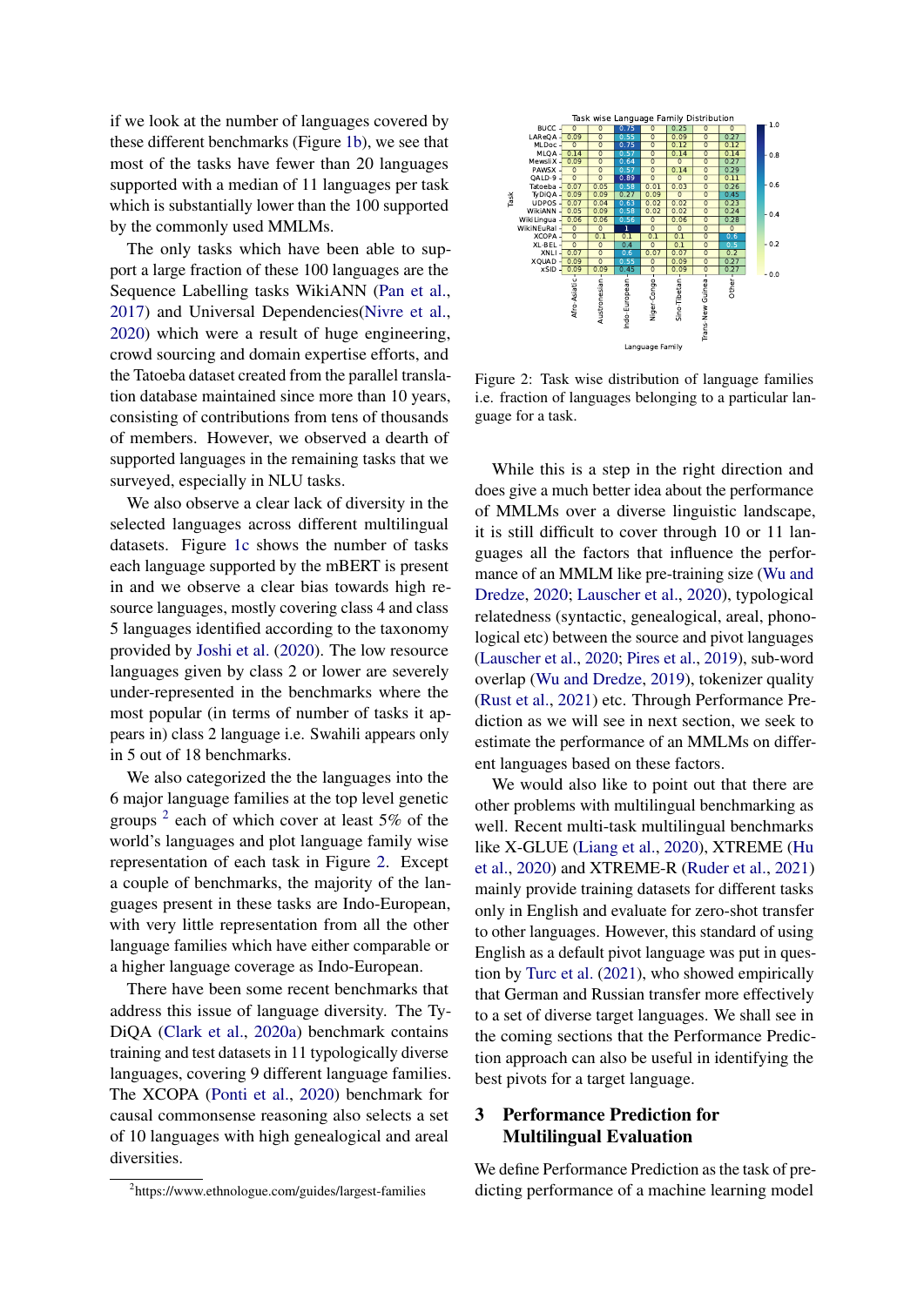if we look at the number of languages covered by these different benchmarks (Figure 1b), we see that most of the tasks have fewer than 20 languages supported with a median of 11 languages per task which is substantially lower than the 100 supported by the commonly used MMLMs.

The only tasks which have been able to support a large fraction of these 100 languages are the Sequence Labelling tasks WikiANN (Pan et al., 2017) and Universal Dependencies(Nivre et al., 2020) which were a result of huge engineering, crowd sourcing and domain expertise efforts, and the Tatoeba dataset created from the parallel translation database maintained since more than 10 years, consisting of contributions from tens of thousands of members. However, we observed a dearth of supported languages in the remaining tasks that we surveyed, especially in NLU tasks.

We also observe a clear lack of diversity in the selected languages across different multilingual datasets. Figure 1c shows the number of tasks each language supported by the mBERT is present in and we observe a clear bias towards high resource languages, mostly covering class 4 and class 5 languages identified according to the taxonomy provided by Joshi et al. (2020). The low resource languages given by class 2 or lower are severely under-represented in the benchmarks where the most popular (in terms of number of tasks it appears in) class 2 language i.e. Swahili appears only in 5 out of 18 benchmarks.

We also categorized the the languages into the 6 major language families at the top level genetic groups [2] each of which cover at least 5% of the world's languages and plot language family wise representation of each task in Figure 2. Except a couple of benchmarks, the majority of the languages present in these tasks are Indo-European, with very little representation from all the other language families which have either comparable or a higher language coverage as Indo-European.

There have been some recent benchmarks that address this issue of language diversity. The TyDiQA (Clark et al., 2020a) benchmark contains training and test datasets in 11 typologically diverse languages, covering 9 different language families. The XCOPA (Ponti et al., 2020) benchmark for causal commonsense reasoning also selects a set of 10 languages with high genealogical and areal diversities.

[2]https://www.ethnologue.com/guides/largest-families

Figure 2: Task wise distribution of language families i.e. fraction of languages belonging to a particular language for a task.

While this is a step in the right direction and does give a much better idea about the performance of MMLMs over a diverse linguistic landscape, it is still difficult to cover through 10 or 11 languages all the factors that influence the performance of an MMLM like pre-training size (Wu and Dredze, 2020; Lauscher et al., 2020), typological relatedness (syntactic, genealogical, areal, phonological etc) between the source and pivot languages (Lauscher et al., 2020; Pires et al., 2019), sub-word overlap (Wu and Dredze, 2019), tokenizer quality (Rust et al., 2021) etc. Through Performance Prediction as we will see in next section, we seek to estimate the performance of an MMLMs on different languages based on these factors.

We would also like to point out that there are other problems with multilingual benchmarking as well. Recent multi-task multilingual benchmarks like X-GLUE (Liang et al., 2020), XTREME (Hu et al., 2020) and XTREME-R (Ruder et al., 2021) mainly provide training datasets for different tasks only in English and evaluate for zero-shot transfer to other languages. However, this standard of using English as a default pivot language was put in question by Turc et al. (2021), who showed empirically that German and Russian transfer more effectively to a set of diverse target languages. We shall see in the coming sections that the Performance Prediction approach can also be useful in identifying the best pivots for a target language.

## 3 Performance Prediction for Multilingual Evaluation

We define Performance Prediction as the task of predicting performance of a machine learning model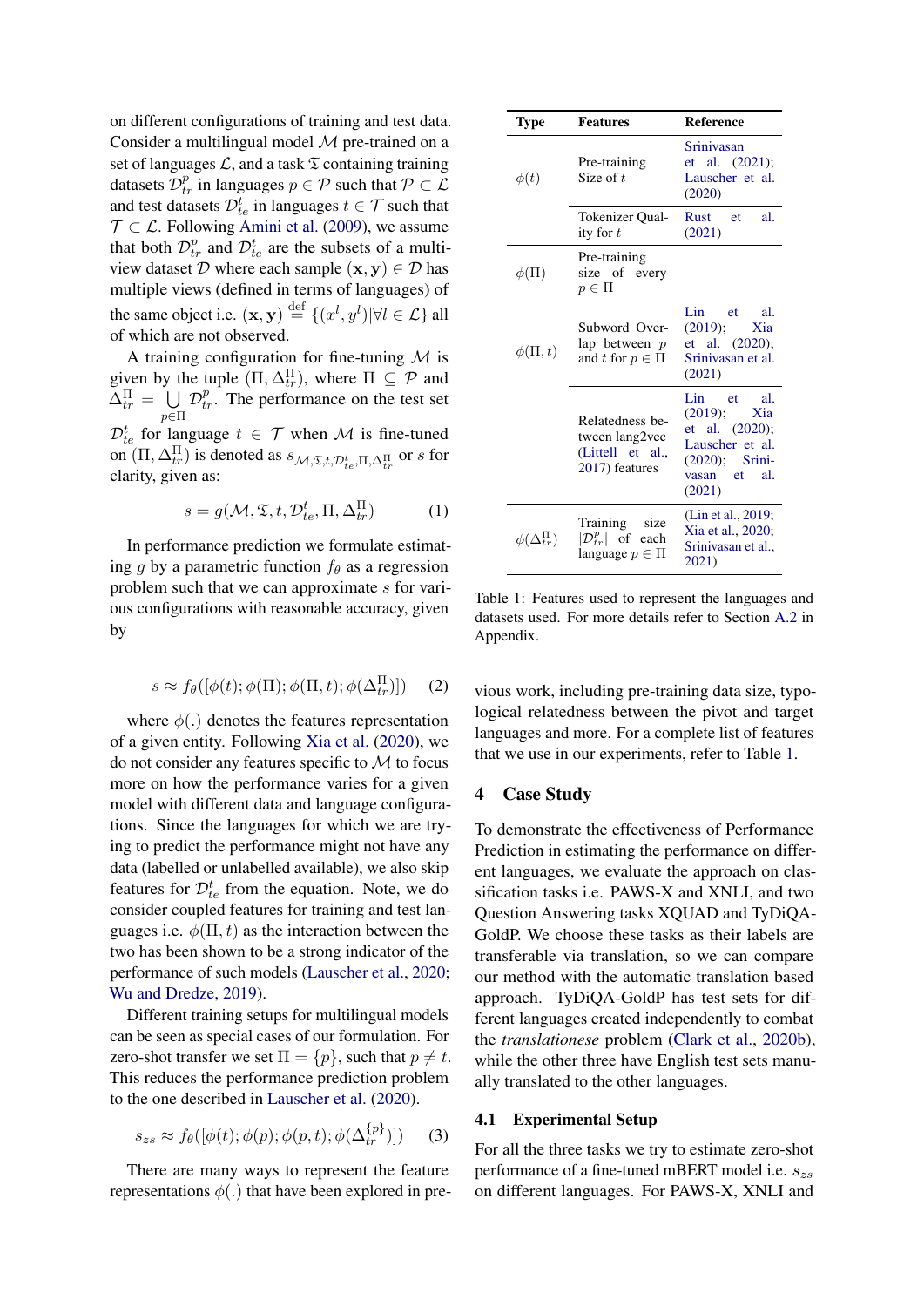on different configurations of training and test data. Consider a multilingual model $\mathcal{M}$ pre-trained on a set of languages $\mathcal{L}$, and a task $\mathfrak{T}$ containing training datasets $\mathcal{D}_{tr}^{p}$ in languages $p \in \mathcal{P}$ such that $\mathcal{P} \subset \mathcal{L}$ and test datasets $\mathcal{D}_{te}^{t}$ in languages $t \in \mathcal{T}$ such that $\mathcal{T} \subset \mathcal{L}$. Following Amini et al. (2009), we assume that both $\mathcal{D}_{tr}^{p}$ and $\mathcal{D}_{te}^{t}$ are the subsets of a multi-view dataset $\mathcal{D}$ where each sample $(\mathbf{x}, \mathbf{y}) \in \mathcal{D}$ has multiple views (defined in terms of languages) of the same object i.e. $(\mathbf{x}, \mathbf{y}) \stackrel{\text{def}}{=} \{(x^l, y^l)|\forall l \in \mathcal{L}\}$ all of which are not observed.

A training configuration for fine-tuning $\mathcal{M}$ is given by the tuple $(\Pi, \Delta_{tr}^{\Pi})$, where $\Pi \subseteq \mathcal{P}$ and $\Delta_{tr}^{\Pi} = \bigcup_{p \in \Pi} \mathcal{D}_{tr}^{p}$. The performance on the test set $\mathcal{D}_{te}^{t}$ for language $t \in \mathcal{T}$ when $\mathcal{M}$ is fine-tuned on $(\Pi, \Delta_{tr}^{\Pi})$ is denoted as $s_{\mathcal{M}, \mathfrak{T}, t, \mathcal{D}_{te}^{t}, \Pi, \Delta_{tr}^{\Pi}}$ or $s$ for clarity, given as:

$$s = g(\mathcal{M}, \mathfrak{T}, t, \mathcal{D}_{te}^{t}, \Pi, \Delta_{tr}^{\Pi}) \tag{1}$$

In performance prediction we formulate estimating $g$ by a parametric function $f_\theta$ as a regression problem such that we can approximate $s$ for various configurations with reasonable accuracy, given by

$$s \approx f_\theta([\phi(t); \phi(\Pi); \phi(\Pi, t); \phi(\Delta_{tr}^{\Pi})]) \tag{2}$$

where $\phi(.)$ denotes the features representation of a given entity. Following Xia et al. (2020), we do not consider any features specific to $\mathcal{M}$ to focus more on how the performance varies for a given model with different data and language configurations. Since the languages for which we are trying to predict the performance might not have any data (labelled or unlabelled available), we also skip features for $\mathcal{D}_{te}^{t}$ from the equation. Note, we do consider coupled features for training and test languages i.e. $\phi(\Pi, t)$ as the interaction between the two has been shown to be a strong indicator of the performance of such models (Lauscher et al., 2020; Wu and Dredze, 2019).

Different training setups for multilingual models can be seen as special cases of our formulation. For zero-shot transfer we set $\Pi = \{p\}$, such that $p \neq t$. This reduces the performance prediction problem to the one described in Lauscher et al. (2020).

$$s_{zs} \approx f_\theta([\phi(t); \phi(p); \phi(p, t); \phi(\Delta_{tr}^{\{p\}})]) \tag{3}$$

There are many ways to represent the feature representations $\phi(.)$ that have been explored in previous work, including pre-training data size, typological relatedness between the pivot and target languages and more. For a complete list of features that we use in our experiments, refer to Table 1.

| Type | Features | Reference |
|---|---|---|
| $\phi(t)$ | Pre-training Size of $t$ | Srinivasan et al. (2021); Lauscher et al. (2020) |
| | Tokenizer Quality for $t$ | Rust et al. (2021) |
| $\phi(\Pi)$ | Pre-training size of every $p \in \Pi$ | |
| $\phi(\Pi, t)$ | Subword Overlap between $p$ and $t$ for $p \in \Pi$ | Lin et al. (2019); Xia et al. (2020); Srinivasan et al. (2021) |
| | Relatedness between lang2vec (Littell et al., 2017) features | Lin et al. (2019); Xia et al. (2020); Lauscher et al. (2020); Srinivasan et al. (2021) |
| $\phi(\Delta_{tr}^{\Pi})$ | Training size $\lvert\mathcal{D}_{tr}^{p}\rvert$ of each language $p \in \Pi$ | (Lin et al., 2019; Xia et al., 2020; Srinivasan et al., 2021) |

Table 1: Features used to represent the languages and datasets used. For more details refer to Section A.2 in Appendix.

## 4 Case Study

To demonstrate the effectiveness of Performance Prediction in estimating the performance on different languages, we evaluate the approach on classification tasks i.e. PAWS-X and XNLI, and two Question Answering tasks XQUAD and TyDiQA-GoldP. We choose these tasks as their labels are transferable via translation, so we can compare our method with the automatic translation based approach. TyDiQA-GoldP has test sets for different languages created independently to combat the *translationese* problem (Clark et al., 2020b), while the other three have English test sets manually translated to the other languages.

### 4.1 Experimental Setup

For all the three tasks we try to estimate zero-shot performance of a fine-tuned mBERT model i.e. $s_{zs}$ on different languages. For PAWS-X, XNLI and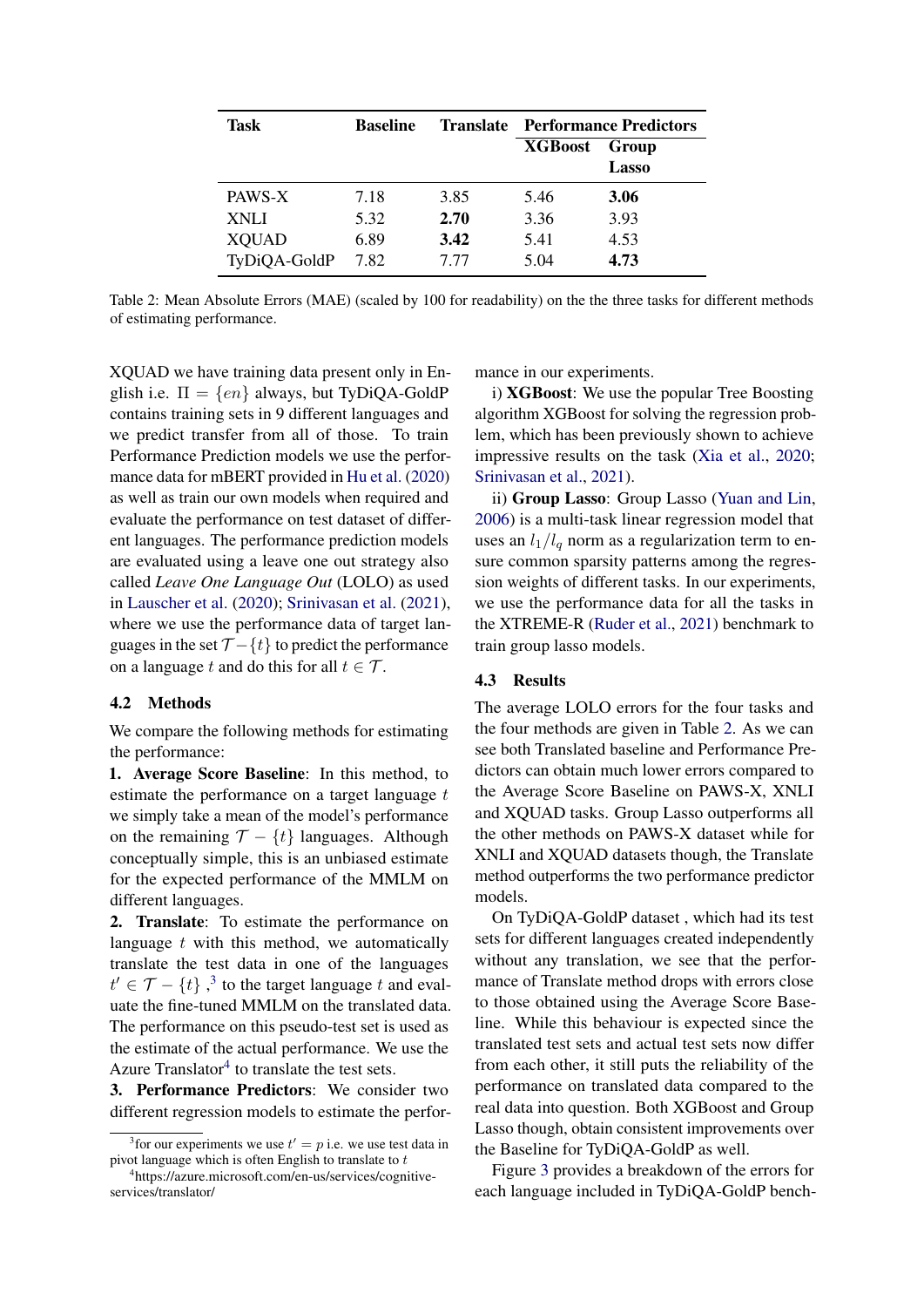| Task | Baseline | Translate | Performance Predictors | |
|---|---|---|---|---|
| | | | XGBoost | Group Lasso |
| PAWS-X | 7.18 | 3.85 | 5.46 | **3.06** |
| XNLI | 5.32 | **2.70** | 3.36 | 3.93 |
| XQUAD | 6.89 | **3.42** | 5.41 | 4.53 |
| TyDiQA-GoldP | 7.82 | 7.77 | 5.04 | **4.73** |

Table 2: Mean Absolute Errors (MAE) (scaled by 100 for readability) on the the three tasks for different methods of estimating performance.

XQUAD we have training data present only in English i.e. $\Pi = \{en\}$ always, but TyDiQA-GoldP contains training sets in 9 different languages and we predict transfer from all of those. To train Performance Prediction models we use the performance data for mBERT provided in Hu et al. (2020) as well as train our own models when required and evaluate the performance on test dataset of different languages. The performance prediction models are evaluated using a leave one out strategy also called *Leave One Language Out* (LOLO) as used in Lauscher et al. (2020); Srinivasan et al. (2021), where we use the performance data of target languages in the set $\mathcal{T} - \{t\}$ to predict the performance on a language $t$ and do this for all $t \in \mathcal{T}$.

### 4.2 Methods

We compare the following methods for estimating the performance:

**1. Average Score Baseline**: In this method, to estimate the performance on a target language $t$ we simply take a mean of the model's performance on the remaining $\mathcal{T} - \{t\}$ languages. Although conceptually simple, this is an unbiased estimate for the expected performance of the MMLM on different languages.

**2. Translate**: To estimate the performance on language $t$ with this method, we automatically translate the test data in one of the languages $t' \in \mathcal{T} - \{t\}$ ,[3] to the target language $t$ and evaluate the fine-tuned MMLM on the translated data. The performance on this pseudo-test set is used as the estimate of the actual performance. We use the Azure Translator[4] to translate the test sets.

**3. Performance Predictors**: We consider two different regression models to estimate the performance in our experiments.

i) **XGBoost**: We use the popular Tree Boosting algorithm XGBoost for solving the regression problem, which has been previously shown to achieve impressive results on the task (Xia et al., 2020; Srinivasan et al., 2021).

ii) **Group Lasso**: Group Lasso (Yuan and Lin, 2006) is a multi-task linear regression model that uses an $l_1/l_q$ norm as a regularization term to ensure common sparsity patterns among the regression weights of different tasks. In our experiments, we use the performance data for all the tasks in the XTREME-R (Ruder et al., 2021) benchmark to train group lasso models.

### 4.3 Results

The average LOLO errors for the four tasks and the four methods are given in Table 2. As we can see both Translated baseline and Performance Predictors can obtain much lower errors compared to the Average Score Baseline on PAWS-X, XNLI and XQUAD tasks. Group Lasso outperforms all the other methods on PAWS-X dataset while for XNLI and XQUAD datasets though, the Translate method outperforms the two performance predictor models.

On TyDiQA-GoldP dataset , which had its test sets for different languages created independently without any translation, we see that the performance of Translate method drops with errors close to those obtained using the Average Score Baseline. While this behaviour is expected since the translated test sets and actual test sets now differ from each other, it still puts the reliability of the performance on translated data compared to the real data into question. Both XGBoost and Group Lasso though, obtain consistent improvements over the Baseline for TyDiQA-GoldP as well.

Figure 3 provides a breakdown of the errors for each language included in TyDiQA-GoldP bench-

[3] for our experiments we use $t' = p$ i.e. we use test data in pivot language which is often English to translate to $t$

[4] https://azure.microsoft.com/en-us/services/cognitive-services/translator/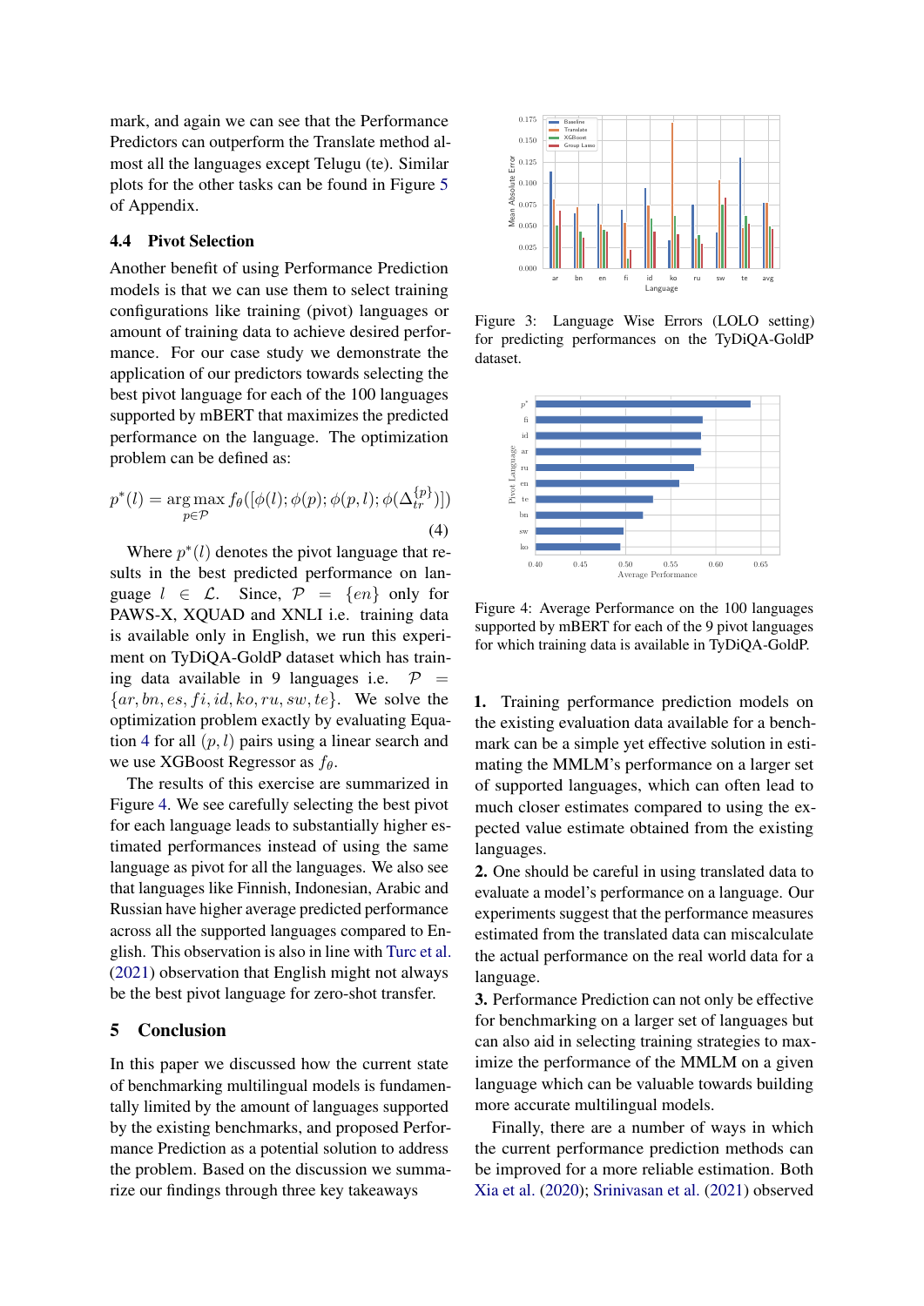mark, and again we can see that the Performance Predictors can outperform the Translate method almost all the languages except Telugu (te). Similar plots for the other tasks can be found in Figure 5 of Appendix.

### 4.4 Pivot Selection

Another benefit of using Performance Prediction models is that we can use them to select training configurations like training (pivot) languages or amount of training data to achieve desired performance. For our case study we demonstrate the application of our predictors towards selecting the best pivot language for each of the 100 languages supported by mBERT that maximizes the predicted performance on the language. The optimization problem can be defined as:

$$p^*(l) = \arg\max_{p \in \mathcal{P}} f_\theta([\phi(l); \phi(p); \phi(p,l); \phi(\Delta_{tr}^{\{p\}})]) \quad (4)$$

Where $p^*(l)$ denotes the pivot language that results in the best predicted performance on language $l \in \mathcal{L}$. Since, $\mathcal{P} = \{en\}$ only for PAWS-X, XQUAD and XNLI i.e. training data is available only in English, we run this experiment on TyDiQA-GoldP dataset which has training data available in 9 languages i.e. $\mathcal{P} = \{ar, bn, es, fi, id, ko, ru, sw, te\}$. We solve the optimization problem exactly by evaluating Equation 4 for all $(p, l)$ pairs using a linear search and we use XGBoost Regressor as $f_\theta$.

The results of this exercise are summarized in Figure 4. We see carefully selecting the best pivot for each language leads to substantially higher estimated performances instead of using the same language as pivot for all the languages. We also see that languages like Finnish, Indonesian, Arabic and Russian have higher average predicted performance across all the supported languages compared to English. This observation is also in line with Turc et al. (2021) observation that English might not always be the best pivot language for zero-shot transfer.

Figure 3: Language Wise Errors (LOLO setting) for predicting performances on the TyDiQA-GoldP dataset.

Figure 4: Average Performance on the 100 languages supported by mBERT for each of the 9 pivot languages for which training data is available in TyDiQA-GoldP.

## 5 Conclusion

In this paper we discussed how the current state of benchmarking multilingual models is fundamentally limited by the amount of languages supported by the existing benchmarks, and proposed Performance Prediction as a potential solution to address the problem. Based on the discussion we summarize our findings through three key takeaways

**1.** Training performance prediction models on the existing evaluation data available for a benchmark can be a simple yet effective solution in estimating the MMLM's performance on a larger set of supported languages, which can often lead to much closer estimates compared to using the expected value estimate obtained from the existing languages.

**2.** One should be careful in using translated data to evaluate a model's performance on a language. Our experiments suggest that the performance measures estimated from the translated data can miscalculate the actual performance on the real world data for a language.

**3.** Performance Prediction can not only be effective for benchmarking on a larger set of languages but can also aid in selecting training strategies to maximize the performance of the MMLM on a given language which can be valuable towards building more accurate multilingual models.

Finally, there are a number of ways in which the current performance prediction methods can be improved for a more reliable estimation. Both Xia et al. (2020); Srinivasan et al. (2021) observed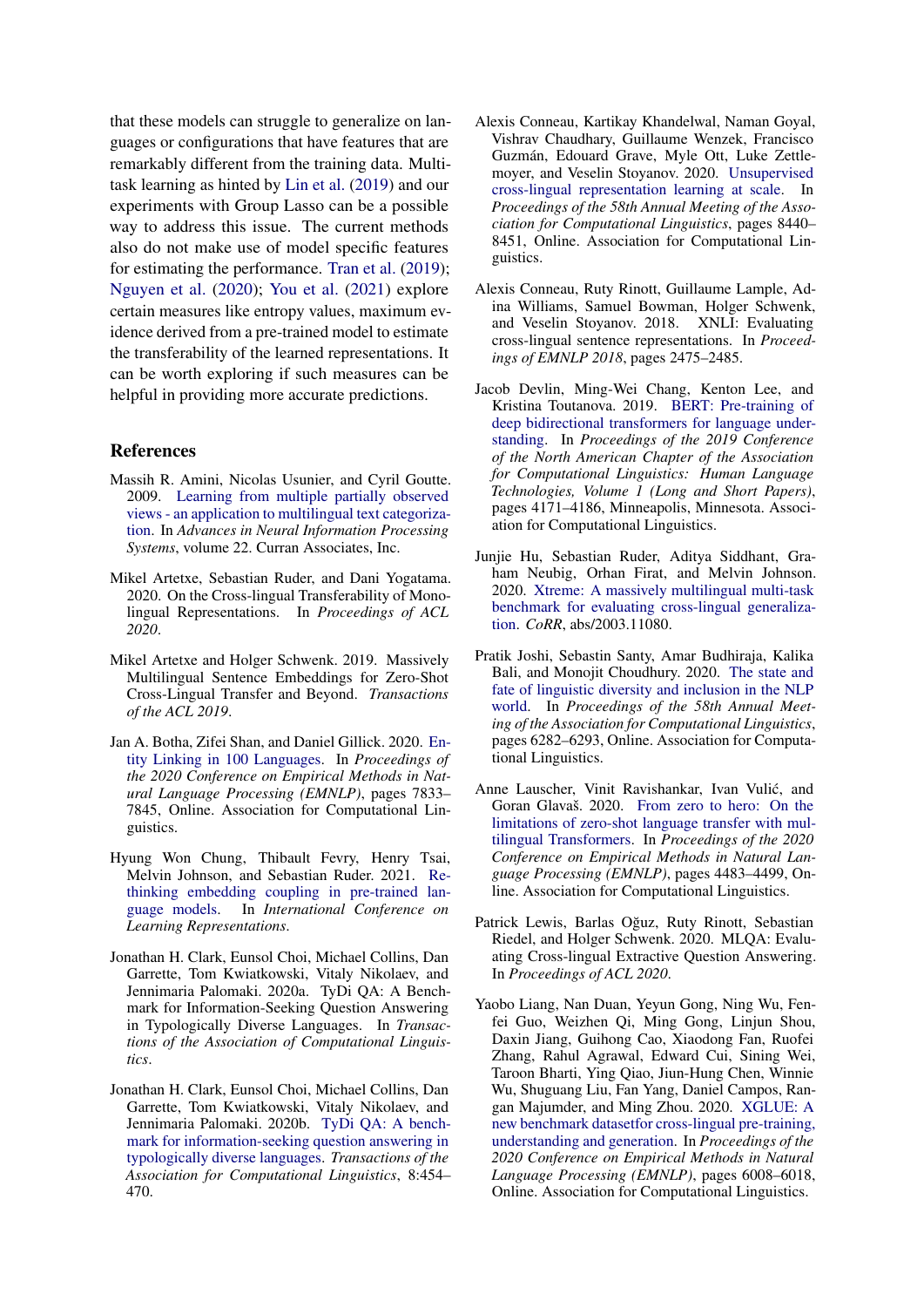that these models can struggle to generalize on languages or configurations that have features that are remarkably different from the training data. Multi-task learning as hinted by Lin et al. (2019) and our experiments with Group Lasso can be a possible way to address this issue. The current methods also do not make use of model specific features for estimating the performance. Tran et al. (2019); Nguyen et al. (2020); You et al. (2021) explore certain measures like entropy values, maximum evidence derived from a pre-trained model to estimate the transferability of the learned representations. It can be worth exploring if such measures can be helpful in providing more accurate predictions.

## References

Massih R. Amini, Nicolas Usunier, and Cyril Goutte. 2009. Learning from multiple partially observed views - an application to multilingual text categorization. In *Advances in Neural Information Processing Systems*, volume 22. Curran Associates, Inc.

Mikel Artetxe, Sebastian Ruder, and Dani Yogatama. 2020. On the Cross-lingual Transferability of Monolingual Representations. In *Proceedings of ACL 2020*.

Mikel Artetxe and Holger Schwenk. 2019. Massively Multilingual Sentence Embeddings for Zero-Shot Cross-Lingual Transfer and Beyond. *Transactions of the ACL 2019*.

Jan A. Botha, Zifei Shan, and Daniel Gillick. 2020. Entity Linking in 100 Languages. In *Proceedings of the 2020 Conference on Empirical Methods in Natural Language Processing (EMNLP)*, pages 7833–7845, Online. Association for Computational Linguistics.

Hyung Won Chung, Thibault Fevry, Henry Tsai, Melvin Johnson, and Sebastian Ruder. 2021. Rethinking embedding coupling in pre-trained language models. In *International Conference on Learning Representations*.

Jonathan H. Clark, Eunsol Choi, Michael Collins, Dan Garrette, Tom Kwiatkowski, Vitaly Nikolaev, and Jennimaria Palomaki. 2020a. TyDi QA: A Benchmark for Information-Seeking Question Answering in Typologically Diverse Languages. In *Transactions of the Association of Computational Linguistics*.

Jonathan H. Clark, Eunsol Choi, Michael Collins, Dan Garrette, Tom Kwiatkowski, Vitaly Nikolaev, and Jennimaria Palomaki. 2020b. TyDi QA: A benchmark for information-seeking question answering in typologically diverse languages. *Transactions of the Association for Computational Linguistics*, 8:454–470.

Alexis Conneau, Kartikay Khandelwal, Naman Goyal, Vishrav Chaudhary, Guillaume Wenzek, Francisco Guzmán, Edouard Grave, Myle Ott, Luke Zettlemoyer, and Veselin Stoyanov. 2020. Unsupervised cross-lingual representation learning at scale. In *Proceedings of the 58th Annual Meeting of the Association for Computational Linguistics*, pages 8440–8451, Online. Association for Computational Linguistics.

Alexis Conneau, Ruty Rinott, Guillaume Lample, Adina Williams, Samuel Bowman, Holger Schwenk, and Veselin Stoyanov. 2018. XNLI: Evaluating cross-lingual sentence representations. In *Proceedings of EMNLP 2018*, pages 2475–2485.

Jacob Devlin, Ming-Wei Chang, Kenton Lee, and Kristina Toutanova. 2019. BERT: Pre-training of deep bidirectional transformers for language understanding. In *Proceedings of the 2019 Conference of the North American Chapter of the Association for Computational Linguistics: Human Language Technologies, Volume 1 (Long and Short Papers)*, pages 4171–4186, Minneapolis, Minnesota. Association for Computational Linguistics.

Junjie Hu, Sebastian Ruder, Aditya Siddhant, Graham Neubig, Orhan Firat, and Melvin Johnson. 2020. Xtreme: A massively multilingual multi-task benchmark for evaluating cross-lingual generalization. *CoRR*, abs/2003.11080.

Pratik Joshi, Sebastin Santy, Amar Budhiraja, Kalika Bali, and Monojit Choudhury. 2020. The state and fate of linguistic diversity and inclusion in the NLP world. In *Proceedings of the 58th Annual Meeting of the Association for Computational Linguistics*, pages 6282–6293, Online. Association for Computational Linguistics.

Anne Lauscher, Vinit Ravishankar, Ivan Vulić, and Goran Glavaš. 2020. From zero to hero: On the limitations of zero-shot language transfer with multilingual Transformers. In *Proceedings of the 2020 Conference on Empirical Methods in Natural Language Processing (EMNLP)*, pages 4483–4499, Online. Association for Computational Linguistics.

Patrick Lewis, Barlas Oğuz, Ruty Rinott, Sebastian Riedel, and Holger Schwenk. 2020. MLQA: Evaluating Cross-lingual Extractive Question Answering. In *Proceedings of ACL 2020*.

Yaobo Liang, Nan Duan, Yeyun Gong, Ning Wu, Fenfei Guo, Weizhen Qi, Ming Gong, Linjun Shou, Daxin Jiang, Guihong Cao, Xiaodong Fan, Ruofei Zhang, Rahul Agrawal, Edward Cui, Sining Wei, Taroon Bharti, Ying Qiao, Jiun-Hung Chen, Winnie Wu, Shuguang Liu, Fan Yang, Daniel Campos, Rangan Majumder, and Ming Zhou. 2020. XGLUE: A new benchmark datasetfor cross-lingual pre-training, understanding and generation. In *Proceedings of the 2020 Conference on Empirical Methods in Natural Language Processing (EMNLP)*, pages 6008–6018, Online. Association for Computational Linguistics.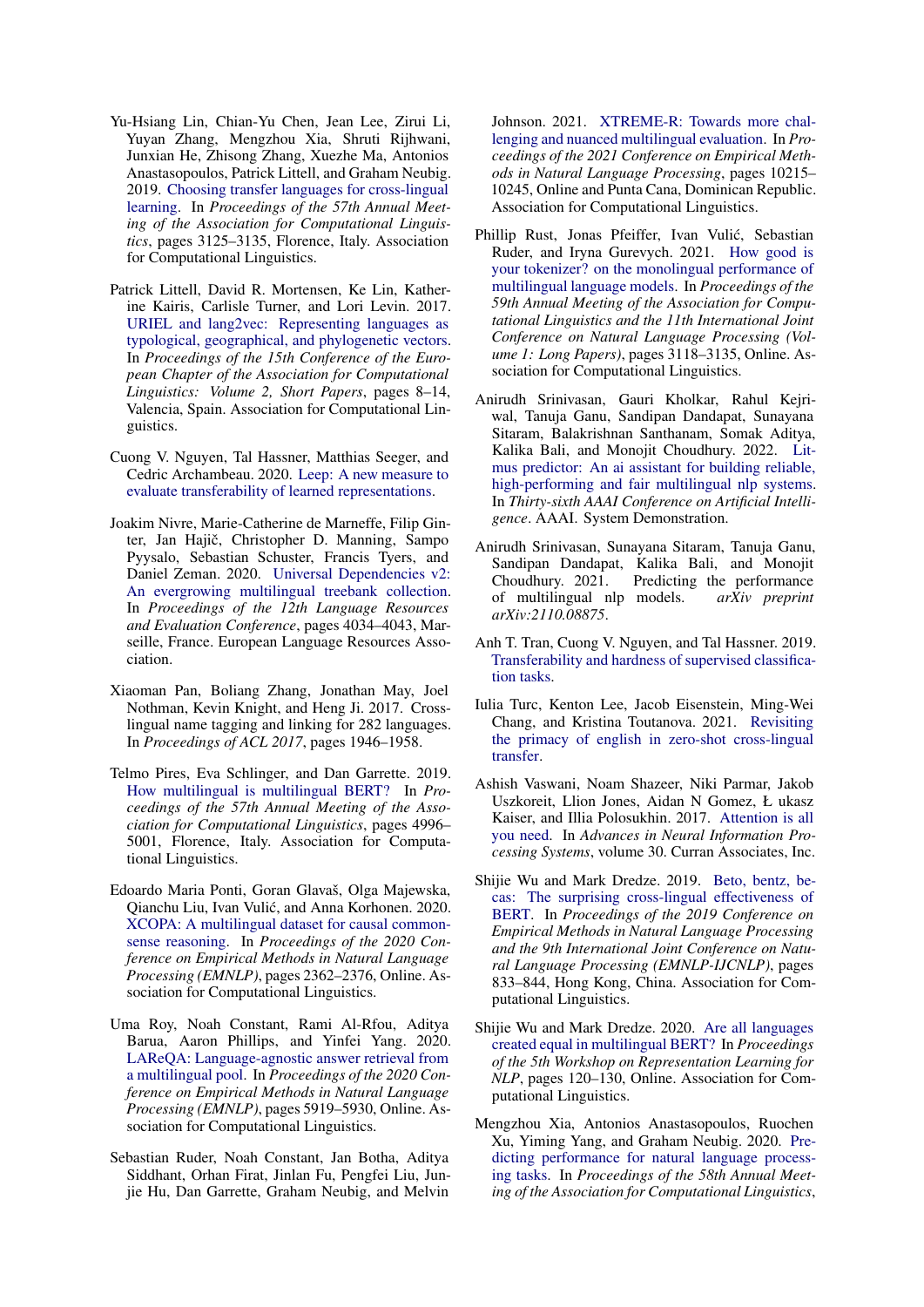Yu-Hsiang Lin, Chian-Yu Chen, Jean Lee, Zirui Li, Yuyan Zhang, Mengzhou Xia, Shruti Rijhwani, Junxian He, Zhisong Zhang, Xuezhe Ma, Antonios Anastasopoulos, Patrick Littell, and Graham Neubig. 2019. Choosing transfer languages for cross-lingual learning. In *Proceedings of the 57th Annual Meeting of the Association for Computational Linguistics*, pages 3125–3135, Florence, Italy. Association for Computational Linguistics.

Patrick Littell, David R. Mortensen, Ke Lin, Katherine Kairis, Carlisle Turner, and Lori Levin. 2017. URIEL and lang2vec: Representing languages as typological, geographical, and phylogenetic vectors. In *Proceedings of the 15th Conference of the European Chapter of the Association for Computational Linguistics: Volume 2, Short Papers*, pages 8–14, Valencia, Spain. Association for Computational Linguistics.

Cuong V. Nguyen, Tal Hassner, Matthias Seeger, and Cedric Archambeau. 2020. Leep: A new measure to evaluate transferability of learned representations.

Joakim Nivre, Marie-Catherine de Marneffe, Filip Ginter, Jan Hajič, Christopher D. Manning, Sampo Pyysalo, Sebastian Schuster, Francis Tyers, and Daniel Zeman. 2020. Universal Dependencies v2: An evergrowing multilingual treebank collection. In *Proceedings of the 12th Language Resources and Evaluation Conference*, pages 4034–4043, Marseille, France. European Language Resources Association.

Xiaoman Pan, Boliang Zhang, Jonathan May, Joel Nothman, Kevin Knight, and Heng Ji. 2017. Cross-lingual name tagging and linking for 282 languages. In *Proceedings of ACL 2017*, pages 1946–1958.

Telmo Pires, Eva Schlinger, and Dan Garrette. 2019. How multilingual is multilingual BERT? In *Proceedings of the 57th Annual Meeting of the Association for Computational Linguistics*, pages 4996–5001, Florence, Italy. Association for Computational Linguistics.

Edoardo Maria Ponti, Goran Glavaš, Olga Majewska, Qianchu Liu, Ivan Vulić, and Anna Korhonen. 2020. XCOPA: A multilingual dataset for causal commonsense reasoning. In *Proceedings of the 2020 Conference on Empirical Methods in Natural Language Processing (EMNLP)*, pages 2362–2376, Online. Association for Computational Linguistics.

Uma Roy, Noah Constant, Rami Al-Rfou, Aditya Barua, Aaron Phillips, and Yinfei Yang. 2020. LAReQA: Language-agnostic answer retrieval from a multilingual pool. In *Proceedings of the 2020 Conference on Empirical Methods in Natural Language Processing (EMNLP)*, pages 5919–5930, Online. Association for Computational Linguistics.

Sebastian Ruder, Noah Constant, Jan Botha, Aditya Siddhant, Orhan Firat, Jinlan Fu, Pengfei Liu, Junjie Hu, Dan Garrette, Graham Neubig, and Melvin Johnson. 2021. XTREME-R: Towards more challenging and nuanced multilingual evaluation. In *Proceedings of the 2021 Conference on Empirical Methods in Natural Language Processing*, pages 10215–10245, Online and Punta Cana, Dominican Republic. Association for Computational Linguistics.

Phillip Rust, Jonas Pfeiffer, Ivan Vulić, Sebastian Ruder, and Iryna Gurevych. 2021. How good is your tokenizer? on the monolingual performance of multilingual language models. In *Proceedings of the 59th Annual Meeting of the Association for Computational Linguistics and the 11th International Joint Conference on Natural Language Processing (Volume 1: Long Papers)*, pages 3118–3135, Online. Association for Computational Linguistics.

Anirudh Srinivasan, Gauri Kholkar, Rahul Kejriwal, Tanuja Ganu, Sandipan Dandapat, Sunayana Sitaram, Balakrishnan Santhanam, Somak Aditya, Kalika Bali, and Monojit Choudhury. 2022. Litmus predictor: An ai assistant for building reliable, high-performing and fair multilingual nlp systems. In *Thirty-sixth AAAI Conference on Artificial Intelligence*. AAAI. System Demonstration.

Anirudh Srinivasan, Sunayana Sitaram, Tanuja Ganu, Sandipan Dandapat, Kalika Bali, and Monojit Choudhury. 2021. Predicting the performance of multilingual nlp models. *arXiv preprint arXiv:2110.08875*.

Anh T. Tran, Cuong V. Nguyen, and Tal Hassner. 2019. Transferability and hardness of supervised classification tasks.

Iulia Turc, Kenton Lee, Jacob Eisenstein, Ming-Wei Chang, and Kristina Toutanova. 2021. Revisiting the primacy of english in zero-shot cross-lingual transfer.

Ashish Vaswani, Noam Shazeer, Niki Parmar, Jakob Uszkoreit, Llion Jones, Aidan N Gomez, Ł ukasz Kaiser, and Illia Polosukhin. 2017. Attention is all you need. In *Advances in Neural Information Processing Systems*, volume 30. Curran Associates, Inc.

Shijie Wu and Mark Dredze. 2019. Beto, bentz, becas: The surprising cross-lingual effectiveness of BERT. In *Proceedings of the 2019 Conference on Empirical Methods in Natural Language Processing and the 9th International Joint Conference on Natural Language Processing (EMNLP-IJCNLP)*, pages 833–844, Hong Kong, China. Association for Computational Linguistics.

Shijie Wu and Mark Dredze. 2020. Are all languages created equal in multilingual BERT? In *Proceedings of the 5th Workshop on Representation Learning for NLP*, pages 120–130, Online. Association for Computational Linguistics.

Mengzhou Xia, Antonios Anastasopoulos, Ruochen Xu, Yiming Yang, and Graham Neubig. 2020. Predicting performance for natural language processing tasks. In *Proceedings of the 58th Annual Meeting of the Association for Computational Linguistics*,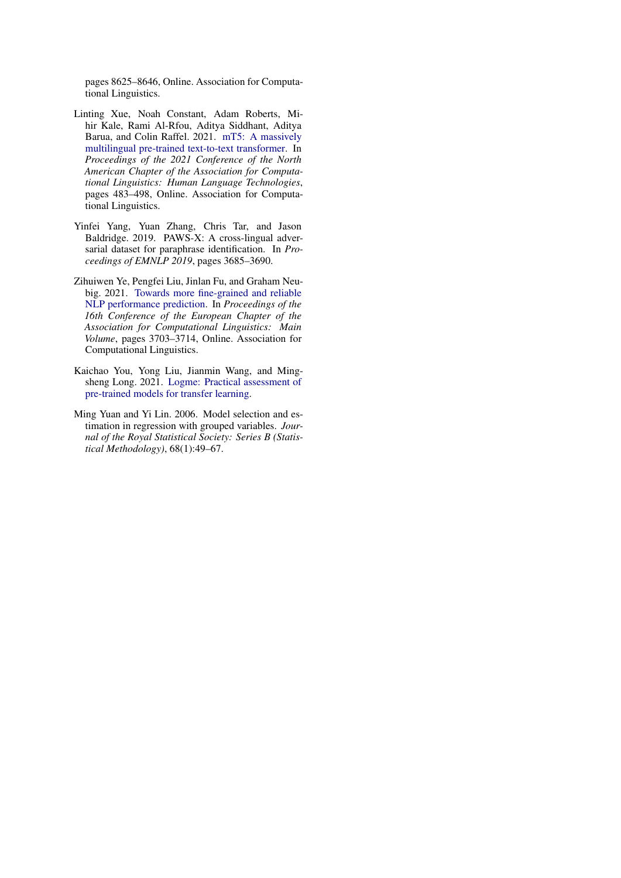pages 8625–8646, Online. Association for Computational Linguistics.

Linting Xue, Noah Constant, Adam Roberts, Mihir Kale, Rami Al-Rfou, Aditya Siddhant, Aditya Barua, and Colin Raffel. 2021. mT5: A massively multilingual pre-trained text-to-text transformer. In *Proceedings of the 2021 Conference of the North American Chapter of the Association for Computational Linguistics: Human Language Technologies*, pages 483–498, Online. Association for Computational Linguistics.

Yinfei Yang, Yuan Zhang, Chris Tar, and Jason Baldridge. 2019. PAWS-X: A cross-lingual adversarial dataset for paraphrase identification. In *Proceedings of EMNLP 2019*, pages 3685–3690.

Zihuiwen Ye, Pengfei Liu, Jinlan Fu, and Graham Neubig. 2021. Towards more fine-grained and reliable NLP performance prediction. In *Proceedings of the 16th Conference of the European Chapter of the Association for Computational Linguistics: Main Volume*, pages 3703–3714, Online. Association for Computational Linguistics.

Kaichao You, Yong Liu, Jianmin Wang, and Mingsheng Long. 2021. Logme: Practical assessment of pre-trained models for transfer learning.

Ming Yuan and Yi Lin. 2006. Model selection and estimation in regression with grouped variables. *Journal of the Royal Statistical Society: Series B (Statistical Methodology)*, 68(1):49–67.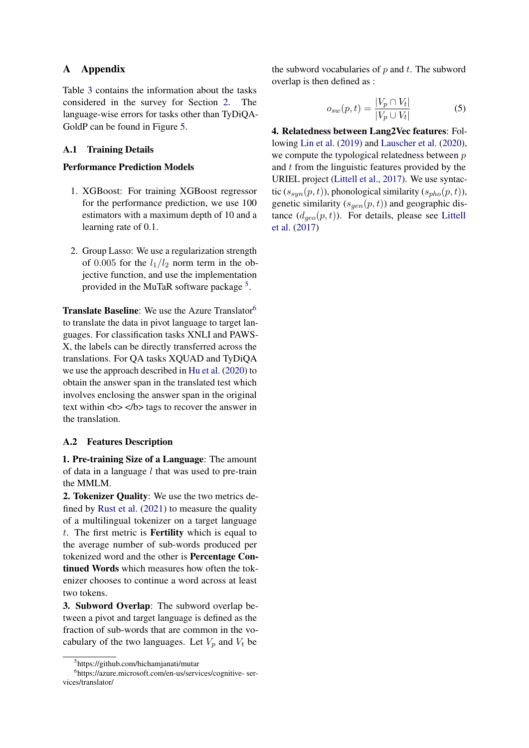# A Appendix

Table 3 contains the information about the tasks considered in the survey for Section 2. The language-wise errors for tasks other than TyDiQA-GoldP can be found in Figure 5.

## A.1 Training Details

**Performance Prediction Models**

1. XGBoost: For training XGBoost regressor for the performance prediction, we use 100 estimators with a maximum depth of 10 and a learning rate of 0.1.

2. Group Lasso: We use a regularization strength of 0.005 for the $l_1/l_2$ norm term in the objective function, and use the implementation provided in the MuTaR software package [5].

**Translate Baseline**: We use the Azure Translator[6] to translate the data in pivot language to target languages. For classification tasks XNLI and PAWS-X, the labels can be directly transferred across the translations. For QA tasks XQUAD and TyDiQA we use the approach described in Hu et al. (2020) to obtain the answer span in the translated test which involves enclosing the answer span in the original text within <b> </b> tags to recover the answer in the translation.

## A.2 Features Description

**1. Pre-training Size of a Language**: The amount of data in a language $l$ that was used to pre-train the MMLM.

**2. Tokenizer Quality**: We use the two metrics defined by Rust et al. (2021) to measure the quality of a multilingual tokenizer on a target language $t$. The first metric is **Fertility** which is equal to the average number of sub-words produced per tokenized word and the other is **Percentage Continued Words** which measures how often the tokenizer chooses to continue a word across at least two tokens.

**3. Subword Overlap**: The subword overlap between a pivot and target language is defined as the fraction of sub-words that are common in the vocabulary of the two languages. Let $V_p$ and $V_t$ be the subword vocabularies of $p$ and $t$. The subword overlap is then defined as :

$$o_{sw}(p, t) = \frac{|V_p \cap V_t|}{|V_p \cup V_t|} \tag{5}$$

**4. Relatedness between Lang2Vec features**: Following Lin et al. (2019) and Lauscher et al. (2020), we compute the typological relatedness between $p$ and $t$ from the linguistic features provided by the URIEL project (Littell et al., 2017). We use syntactic ($s_{syn}(p, t)$), phonological similarity ($s_{pho}(p, t)$), genetic similarity ($s_{gen}(p, t)$) and geographic distance ($d_{geo}(p, t)$). For details, please see Littell et al. (2017)

[5] https://github.com/hichamjanati/mutar

[6] https://azure.microsoft.com/en-us/services/cognitive- services/translator/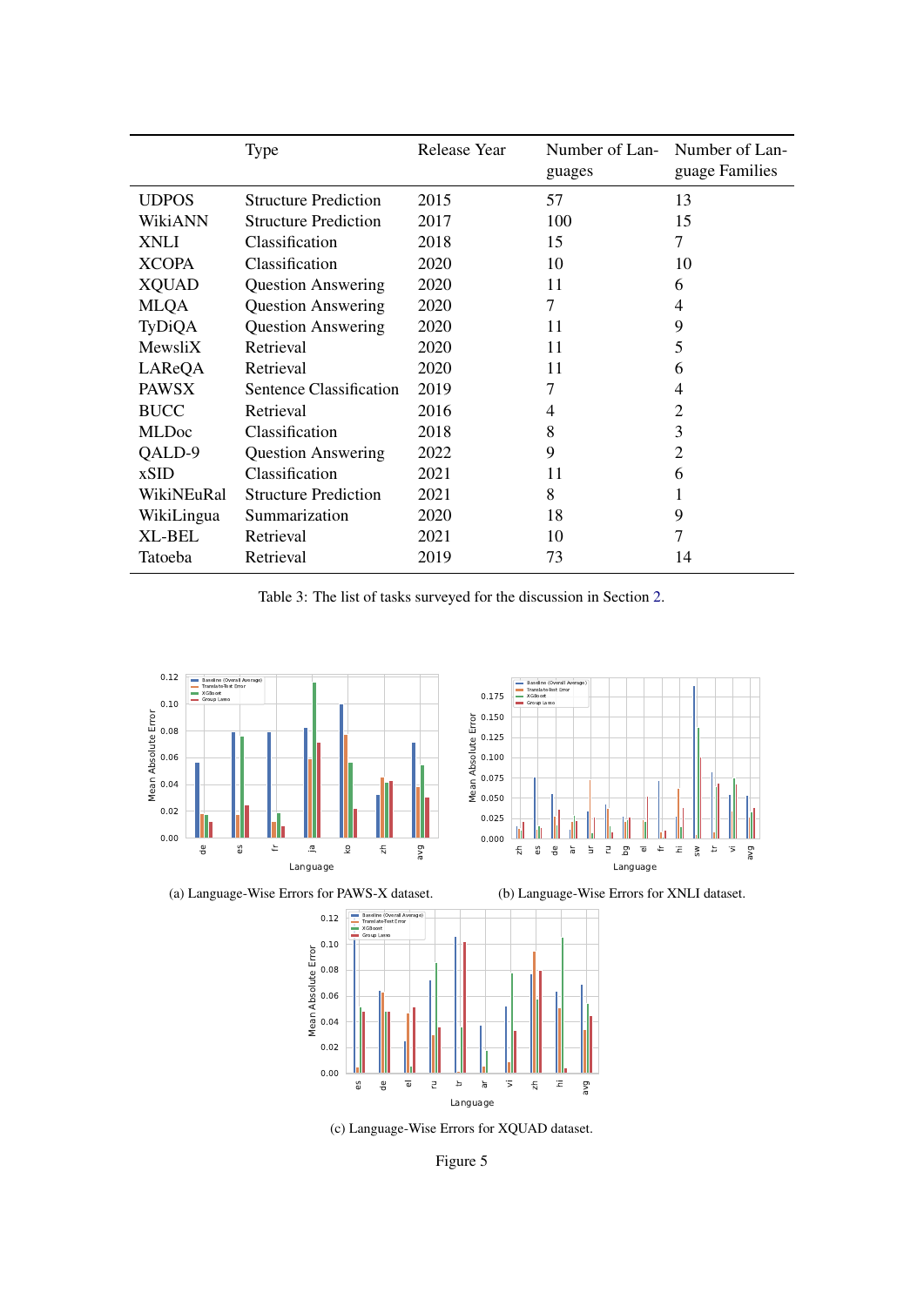| | Type | Release Year | Number of Languages | Number of Language Families |
|---|---|---|---|---|
| UDPOS | Structure Prediction | 2015 | 57 | 13 |
| WikiANN | Structure Prediction | 2017 | 100 | 15 |
| XNLI | Classification | 2018 | 15 | 7 |
| XCOPA | Classification | 2020 | 10 | 10 |
| XQUAD | Question Answering | 2020 | 11 | 6 |
| MLQA | Question Answering | 2020 | 7 | 4 |
| TyDiQA | Question Answering | 2020 | 11 | 9 |
| MewsliX | Retrieval | 2020 | 11 | 5 |
| LAReQA | Retrieval | 2020 | 11 | 6 |
| PAWSX | Sentence Classification | 2019 | 7 | 4 |
| BUCC | Retrieval | 2016 | 4 | 2 |
| MLDoc | Classification | 2018 | 8 | 3 |
| QALD-9 | Question Answering | 2022 | 9 | 2 |
| xSID | Classification | 2021 | 11 | 6 |
| WikiNEuRal | Structure Prediction | 2021 | 8 | 1 |
| WikiLingua | Summarization | 2020 | 18 | 9 |
| XL-BEL | Retrieval | 2021 | 10 | 7 |
| Tatoeba | Retrieval | 2019 | 73 | 14 |

Table 3: The list of tasks surveyed for the discussion in Section 2.

Baseline (Overall Average)
Translate-Test Error
XGBoost
Group Lasso
Mean Absolute Error
0.00
0.02
0.04
0.06
0.08
0.10
0.12
de
es
fr
ja
ko
zh
avg
Language

(a) Language-Wise Errors for PAWS-X dataset.

Baseline (Overall Average)
Translate-Test Error
XGBoost
Group Lasso
Mean Absolute Error
0.000
0.025
0.050
0.075
0.100
0.125
0.150
0.175
zh
es
de
ar
ur
ru
bg
el
fr
hi
sw
tr
vi
avg
Language

(b) Language-Wise Errors for XNLI dataset.

Baseline (Overall Average)
Translate-Test Error
XGBoost
Group Lasso
Mean Absolute Error
0.00
0.02
0.04
0.06
0.08
0.10
0.12
es
de
el
ru
tr
ar
vi
zh
hi
avg
Language

(c) Language-Wise Errors for XQUAD dataset.

Figure 5